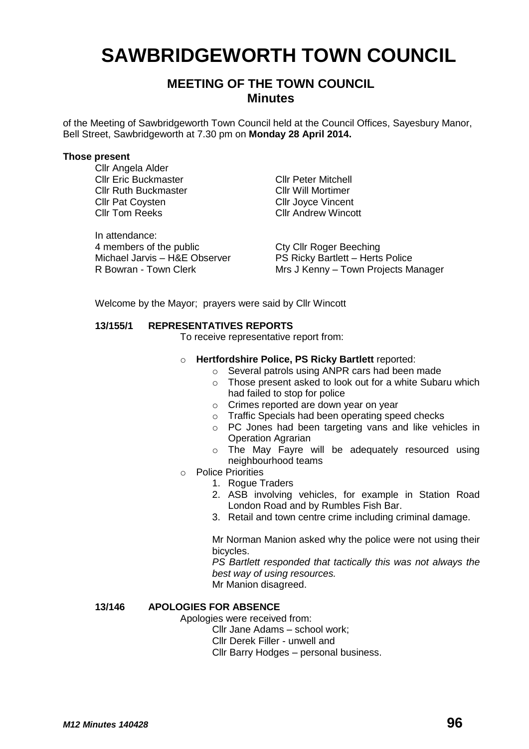// SAWBRIDGEWORTH TOWN COUNCIL

## MEETING OF THE TOWN COUNCIL
## Minutes

of the Meeting of Sawbridgeworth Town Council held at the Council Offices, Sayesbury Manor, Bell Street, Sawbridgeworth at 7.30 pm on **Monday 28 April 2014.**

**Those present**

Cllr Angela Alder
Cllr Eric Buckmaster
Cllr Ruth Buckmaster
Cllr Pat Coysten
Cllr Tom Reeks
Cllr Peter Mitchell
Cllr Will Mortimer
Cllr Joyce Vincent
Cllr Andrew Wincott

In attendance:
4 members of the public
Michael Jarvis – H&E Observer
R Bowran - Town Clerk
Cty Cllr Roger Beeching
PS Ricky Bartlett – Herts Police
Mrs J Kenny – Town Projects Manager

Welcome by the Mayor; prayers were said by Cllr Wincott

**13/155/1 REPRESENTATIVES REPORTS**

To receive representative report from:

- **Hertfordshire Police, PS Ricky Bartlett** reported:
  - Several patrols using ANPR cars had been made
  - Those present asked to look out for a white Subaru which had failed to stop for police
  - Crimes reported are down year on year
  - Traffic Specials had been operating speed checks
  - PC Jones had been targeting vans and like vehicles in Operation Agrarian
  - The May Fayre will be adequately resourced using neighbourhood teams
- Police Priorities
  1. Rogue Traders
  2. ASB involving vehicles, for example in Station Road London Road and by Rumbles Fish Bar.
  3. Retail and town centre crime including criminal damage.

Mr Norman Manion asked why the police were not using their bicycles.
*PS Bartlett responded that tactically this was not always the best way of using resources.*
Mr Manion disagreed.

**13/146 APOLOGIES FOR ABSENCE**

Apologies were received from:
Cllr Jane Adams – school work;
Cllr Derek Filler - unwell and
Cllr Barry Hodges – personal business.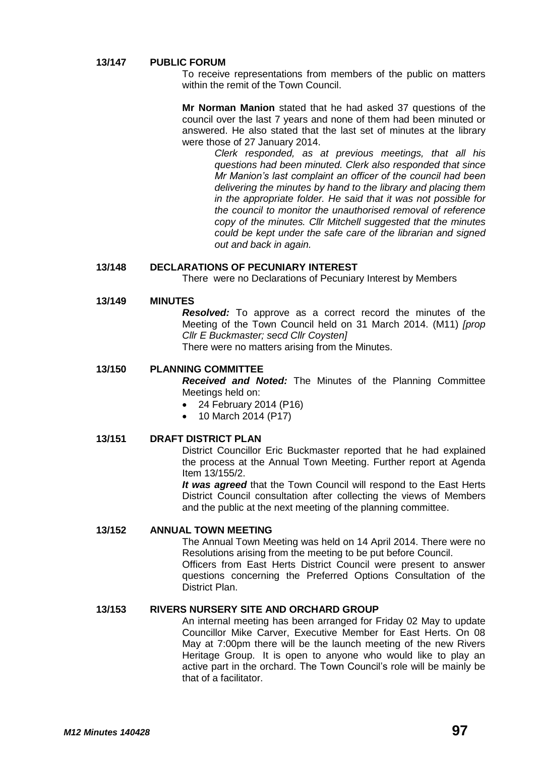**13/147 PUBLIC FORUM**

To receive representations from members of the public on matters within the remit of the Town Council.

**Mr Norman Manion** stated that he had asked 37 questions of the council over the last 7 years and none of them had been minuted or answered. He also stated that the last set of minutes at the library were those of 27 January 2014.

*Clerk responded, as at previous meetings, that all his questions had been minuted. Clerk also responded that since Mr Manion's last complaint an officer of the council had been delivering the minutes by hand to the library and placing them in the appropriate folder. He said that it was not possible for the council to monitor the unauthorised removal of reference copy of the minutes. Cllr Mitchell suggested that the minutes could be kept under the safe care of the librarian and signed out and back in again.*

**13/148 DECLARATIONS OF PECUNIARY INTEREST**

There were no Declarations of Pecuniary Interest by Members

**13/149 MINUTES**

***Resolved:*** To approve as a correct record the minutes of the Meeting of the Town Council held on 31 March 2014. (M11) *[prop Cllr E Buckmaster; secd Cllr Coysten]*

There were no matters arising from the Minutes.

**13/150 PLANNING COMMITTEE**

***Received and Noted:*** The Minutes of the Planning Committee Meetings held on:

- 24 February 2014 (P16)
- 10 March 2014 (P17)

**13/151 DRAFT DISTRICT PLAN**

District Councillor Eric Buckmaster reported that he had explained the process at the Annual Town Meeting. Further report at Agenda Item 13/155/2.

***It was agreed*** that the Town Council will respond to the East Herts District Council consultation after collecting the views of Members and the public at the next meeting of the planning committee.

**13/152 ANNUAL TOWN MEETING**

The Annual Town Meeting was held on 14 April 2014. There were no Resolutions arising from the meeting to be put before Council.

Officers from East Herts District Council were present to answer questions concerning the Preferred Options Consultation of the District Plan.

**13/153 RIVERS NURSERY SITE AND ORCHARD GROUP**

An internal meeting has been arranged for Friday 02 May to update Councillor Mike Carver, Executive Member for East Herts. On 08 May at 7:00pm there will be the launch meeting of the new Rivers Heritage Group. It is open to anyone who would like to play an active part in the orchard. The Town Council's role will be mainly be that of a facilitator.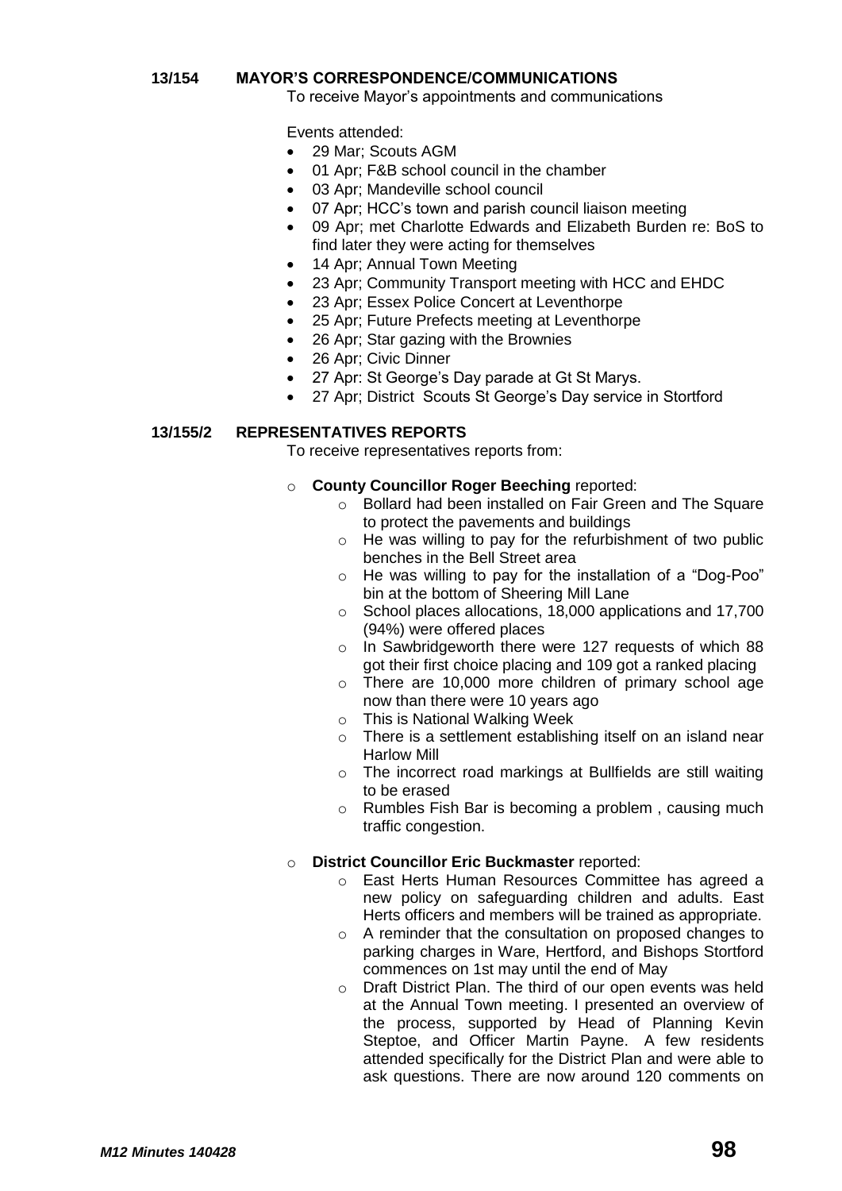**13/154 MAYOR'S CORRESPONDENCE/COMMUNICATIONS**

To receive Mayor's appointments and communications

Events attended:

- 29 Mar; Scouts AGM
- 01 Apr; F&B school council in the chamber
- 03 Apr; Mandeville school council
- 07 Apr; HCC's town and parish council liaison meeting
- 09 Apr; met Charlotte Edwards and Elizabeth Burden re: BoS to find later they were acting for themselves
- 14 Apr; Annual Town Meeting
- 23 Apr; Community Transport meeting with HCC and EHDC
- 23 Apr; Essex Police Concert at Leventhorpe
- 25 Apr; Future Prefects meeting at Leventhorpe
- 26 Apr; Star gazing with the Brownies
- 26 Apr; Civic Dinner
- 27 Apr: St George's Day parade at Gt St Marys.
- 27 Apr; District Scouts St George's Day service in Stortford

**13/155/2 REPRESENTATIVES REPORTS**

To receive representatives reports from:

- **County Councillor Roger Beeching** reported:
  - Bollard had been installed on Fair Green and The Square to protect the pavements and buildings
  - He was willing to pay for the refurbishment of two public benches in the Bell Street area
  - He was willing to pay for the installation of a "Dog-Poo" bin at the bottom of Sheering Mill Lane
  - School places allocations, 18,000 applications and 17,700 (94%) were offered places
  - In Sawbridgeworth there were 127 requests of which 88 got their first choice placing and 109 got a ranked placing
  - There are 10,000 more children of primary school age now than there were 10 years ago
  - This is National Walking Week
  - There is a settlement establishing itself on an island near Harlow Mill
  - The incorrect road markings at Bullfields are still waiting to be erased
  - Rumbles Fish Bar is becoming a problem , causing much traffic congestion.
- **District Councillor Eric Buckmaster** reported:
  - East Herts Human Resources Committee has agreed a new policy on safeguarding children and adults. East Herts officers and members will be trained as appropriate.
  - A reminder that the consultation on proposed changes to parking charges in Ware, Hertford, and Bishops Stortford commences on 1st may until the end of May
  - Draft District Plan. The third of our open events was held at the Annual Town meeting. I presented an overview of the process, supported by Head of Planning Kevin Steptoe, and Officer Martin Payne. A few residents attended specifically for the District Plan and were able to ask questions. There are now around 120 comments on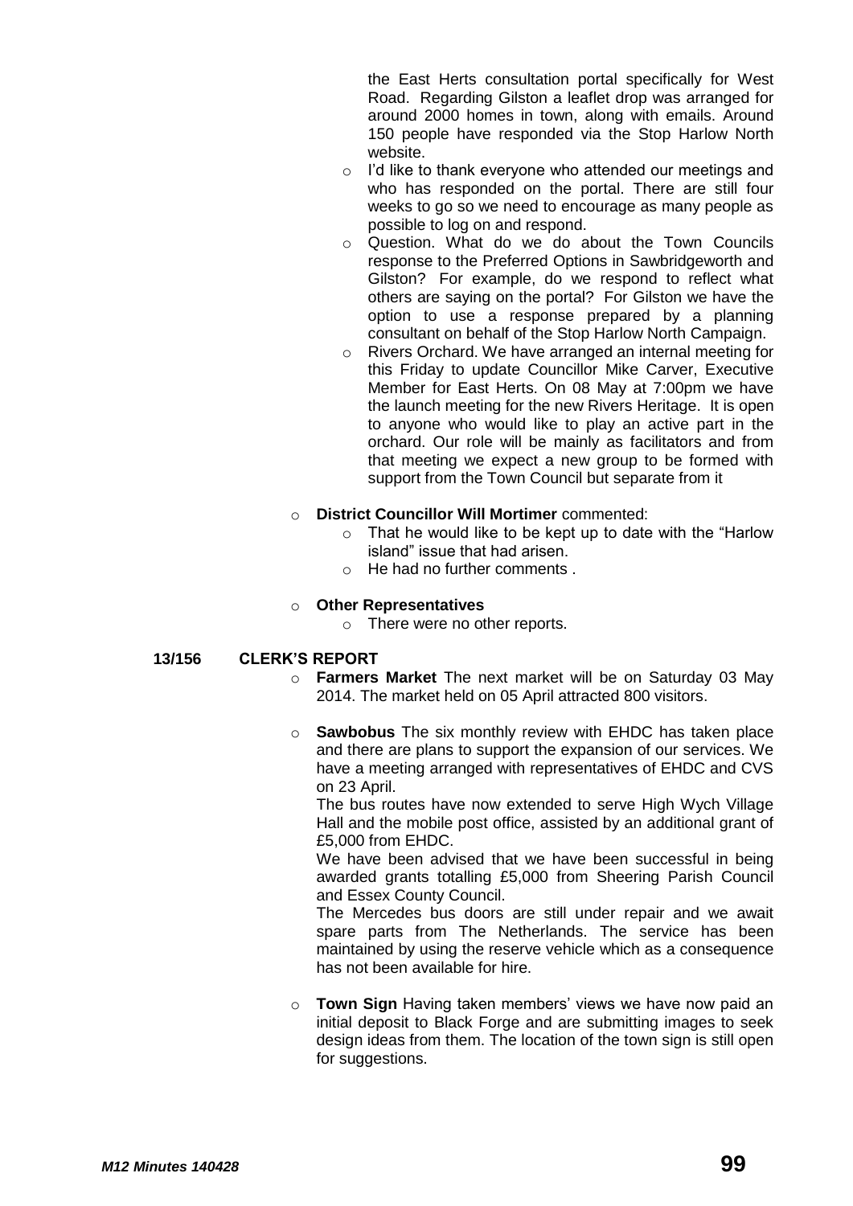the East Herts consultation portal specifically for West Road. Regarding Gilston a leaflet drop was arranged for around 2000 homes in town, along with emails. Around 150 people have responded via the Stop Harlow North website.

- I'd like to thank everyone who attended our meetings and who has responded on the portal. There are still four weeks to go so we need to encourage as many people as possible to log on and respond.
- Question. What do we do about the Town Councils response to the Preferred Options in Sawbridgeworth and Gilston? For example, do we respond to reflect what others are saying on the portal? For Gilston we have the option to use a response prepared by a planning consultant on behalf of the Stop Harlow North Campaign.
- Rivers Orchard. We have arranged an internal meeting for this Friday to update Councillor Mike Carver, Executive Member for East Herts. On 08 May at 7:00pm we have the launch meeting for the new Rivers Heritage. It is open to anyone who would like to play an active part in the orchard. Our role will be mainly as facilitators and from that meeting we expect a new group to be formed with support from the Town Council but separate from it

- **District Councillor Will Mortimer** commented:
  - That he would like to be kept up to date with the "Harlow island" issue that had arisen.
  - He had no further comments .

- **Other Representatives**
  - There were no other reports.

**13/156 CLERK'S REPORT**

- **Farmers Market** The next market will be on Saturday 03 May 2014. The market held on 05 April attracted 800 visitors.

- **Sawbobus** The six monthly review with EHDC has taken place and there are plans to support the expansion of our services. We have a meeting arranged with representatives of EHDC and CVS on 23 April.

  The bus routes have now extended to serve High Wych Village Hall and the mobile post office, assisted by an additional grant of £5,000 from EHDC.

  We have been advised that we have been successful in being awarded grants totalling £5,000 from Sheering Parish Council and Essex County Council.

  The Mercedes bus doors are still under repair and we await spare parts from The Netherlands. The service has been maintained by using the reserve vehicle which as a consequence has not been available for hire.

- **Town Sign** Having taken members' views we have now paid an initial deposit to Black Forge and are submitting images to seek design ideas from them. The location of the town sign is still open for suggestions.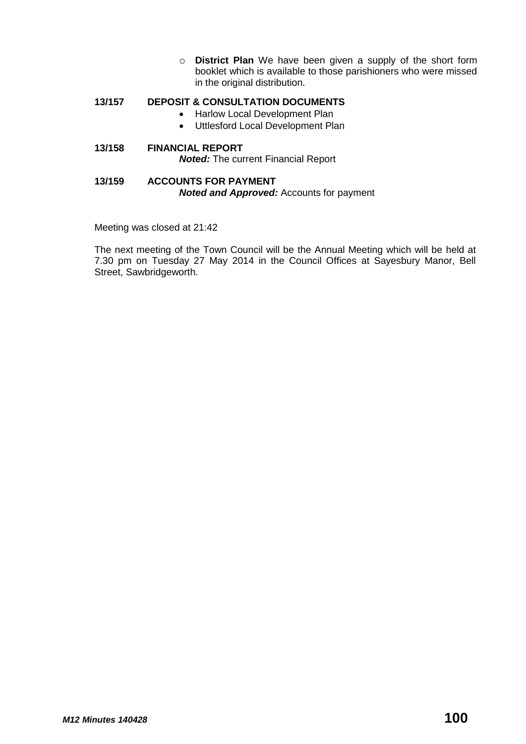- **District Plan** We have been given a supply of the short form booklet which is available to those parishioners who were missed in the original distribution.

**13/157 DEPOSIT & CONSULTATION DOCUMENTS**

- Harlow Local Development Plan
- Uttlesford Local Development Plan

**13/158 FINANCIAL REPORT**

***Noted:*** The current Financial Report

**13/159 ACCOUNTS FOR PAYMENT**

***Noted and Approved:*** Accounts for payment

Meeting was closed at 21:42

The next meeting of the Town Council will be the Annual Meeting which will be held at 7.30 pm on Tuesday 27 May 2014 in the Council Offices at Sayesbury Manor, Bell Street, Sawbridgeworth.